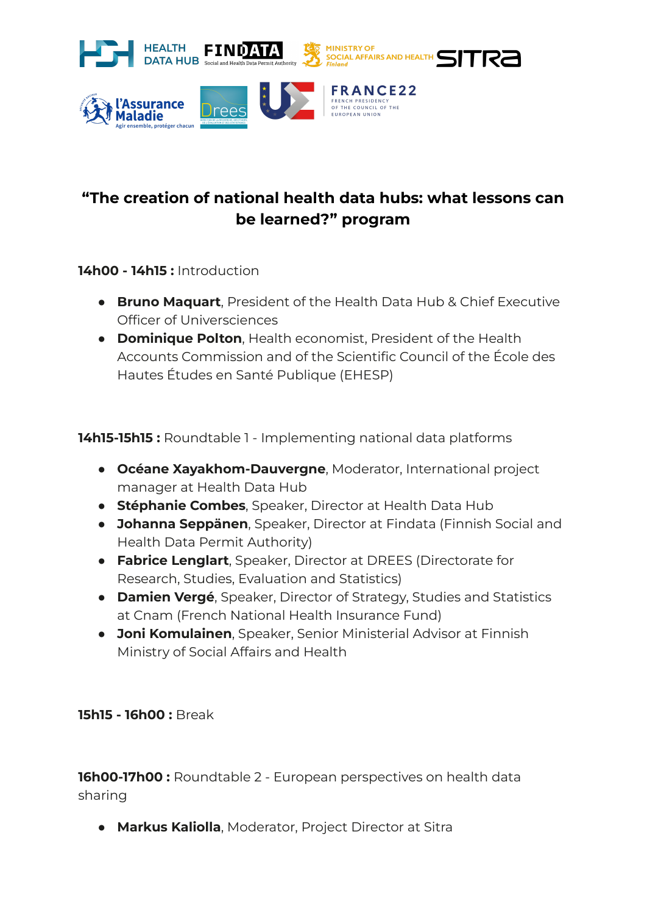# "The creation of national health data hubs: what lessons can be learned?" program

**14h00 - 14h15 :** Introduction

- **Bruno Maquart**, President of the Health Data Hub & Chief Executive Officer of Universciences
- **Dominique Polton**, Health economist, President of the Health Accounts Commission and of the Scientific Council of the École des Hautes Études en Santé Publique (EHESP)

**14h15-15h15 :** Roundtable 1 - Implementing national data platforms

- **Océane Xayakhom-Dauvergne**, Moderator, International project manager at Health Data Hub
- **Stéphanie Combes**, Speaker, Director at Health Data Hub
- **Johanna Seppänen**, Speaker, Director at Findata (Finnish Social and Health Data Permit Authority)
- **Fabrice Lenglart**, Speaker, Director at DREES (Directorate for Research, Studies, Evaluation and Statistics)
- **Damien Vergé**, Speaker, Director of Strategy, Studies and Statistics at Cnam (French National Health Insurance Fund)
- **Joni Komulainen**, Speaker, Senior Ministerial Advisor at Finnish Ministry of Social Affairs and Health

**15h15 - 16h00 :** Break

**16h00-17h00 :** Roundtable 2 - European perspectives on health data sharing

- **Markus Kaliolla**, Moderator, Project Director at Sitra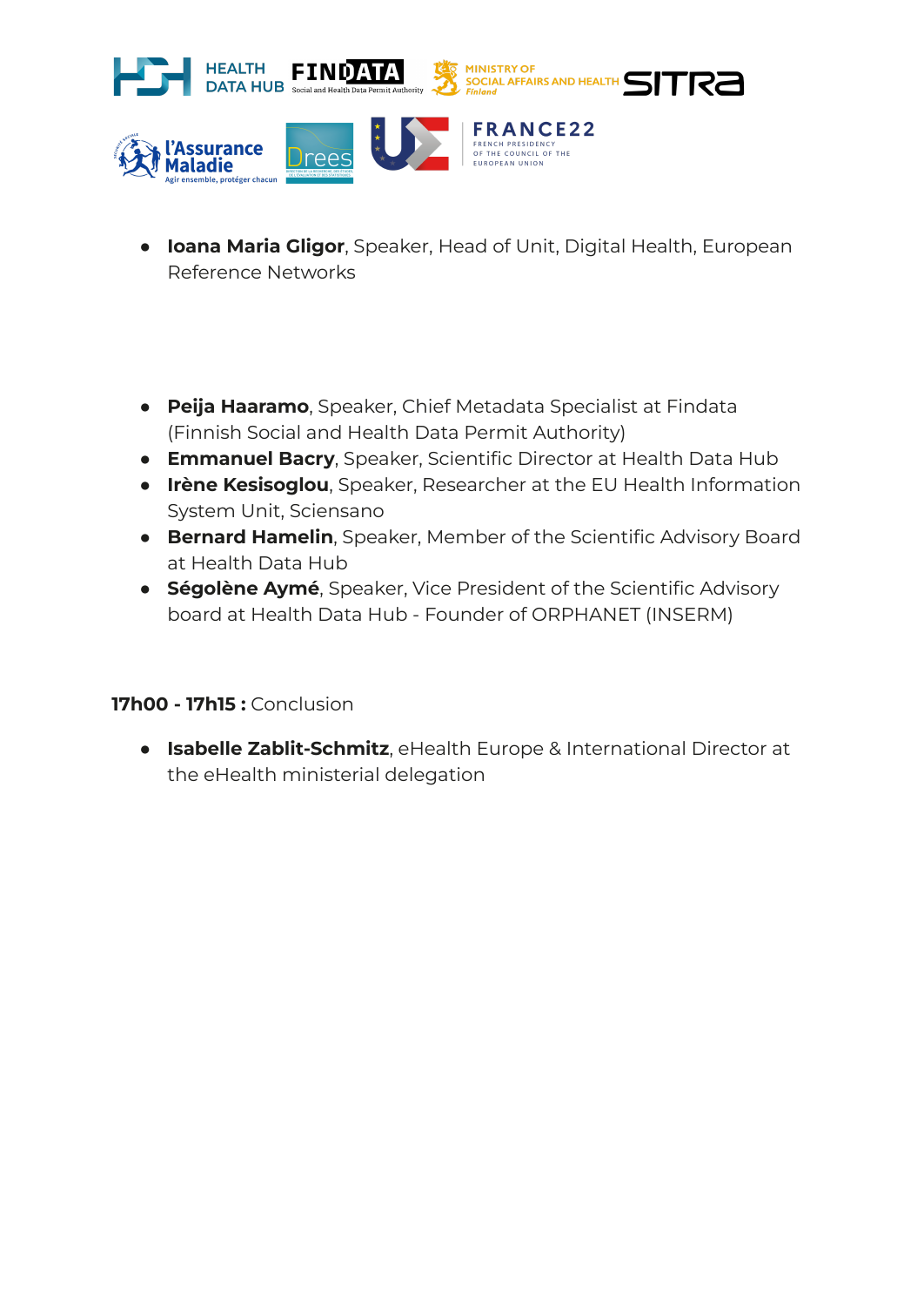- **Ioana Maria Gligor**, Speaker, Head of Unit, Digital Health, European Reference Networks

- **Peija Haaramo**, Speaker, Chief Metadata Specialist at Findata (Finnish Social and Health Data Permit Authority)
- **Emmanuel Bacry**, Speaker, Scientific Director at Health Data Hub
- **Irène Kesisoglou**, Speaker, Researcher at the EU Health Information System Unit, Sciensano
- **Bernard Hamelin**, Speaker, Member of the Scientific Advisory Board at Health Data Hub
- **Ségolène Aymé**, Speaker, Vice President of the Scientific Advisory board at Health Data Hub - Founder of ORPHANET (INSERM)

**17h00 - 17h15 :** Conclusion

- **Isabelle Zablit-Schmitz**, eHealth Europe & International Director at the eHealth ministerial delegation